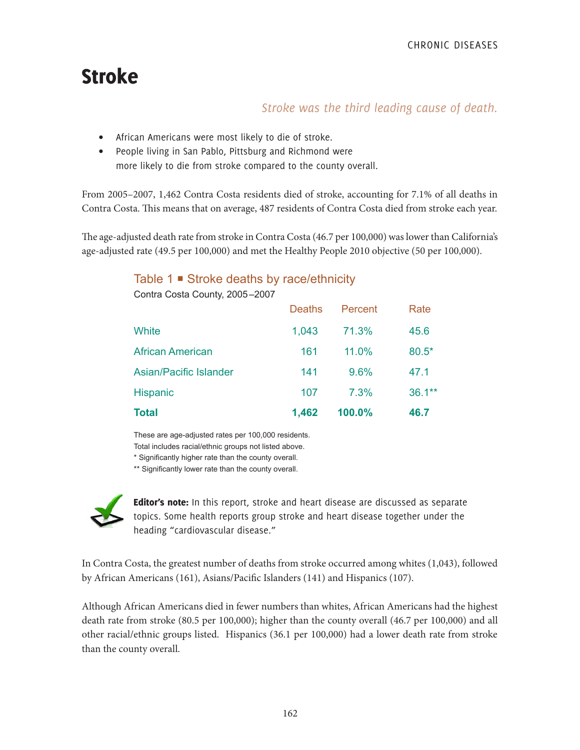# Stroke

*Stroke was the third leading cause of death.*

- African Americans were most likely to die of stroke.
- People living in San Pablo, Pittsburg and Richmond were more likely to die from stroke compared to the county overall.

From 2005–2007, 1,462 Contra Costa residents died of stroke, accounting for 7.1% of all deaths in Contra Costa. This means that on average, 487 residents of Contra Costa died from stroke each year.

The age-adjusted death rate from stroke in Contra Costa (46.7 per 100,000) was lower than California's age-adjusted rate (49.5 per 100,000) and met the Healthy People 2010 objective (50 per 100,000).

### Table 1 ■ Stroke deaths by race/ethnicity

Contra Costa County, 2005–2007

| | Deaths | Percent | Rate |
|---|---|---|---|
| White | 1,043 | 71.3% | 45.6 |
| African American | 161 | 11.0% | 80.5* |
| Asian/Pacific Islander | 141 | 9.6% | 47.1 |
| Hispanic | 107 | 7.3% | 36.1** |
| **Total** | **1,462** | **100.0%** | **46.7** |

These are age-adjusted rates per 100,000 residents.
Total includes racial/ethnic groups not listed above.
* Significantly higher rate than the county overall.
** Significantly lower rate than the county overall.

**Editor's note:** In this report, stroke and heart disease are discussed as separate topics. Some health reports group stroke and heart disease together under the heading "cardiovascular disease."

In Contra Costa, the greatest number of deaths from stroke occurred among whites (1,043), followed by African Americans (161), Asians/Pacific Islanders (141) and Hispanics (107).

Although African Americans died in fewer numbers than whites, African Americans had the highest death rate from stroke (80.5 per 100,000); higher than the county overall (46.7 per 100,000) and all other racial/ethnic groups listed. Hispanics (36.1 per 100,000) had a lower death rate from stroke than the county overall.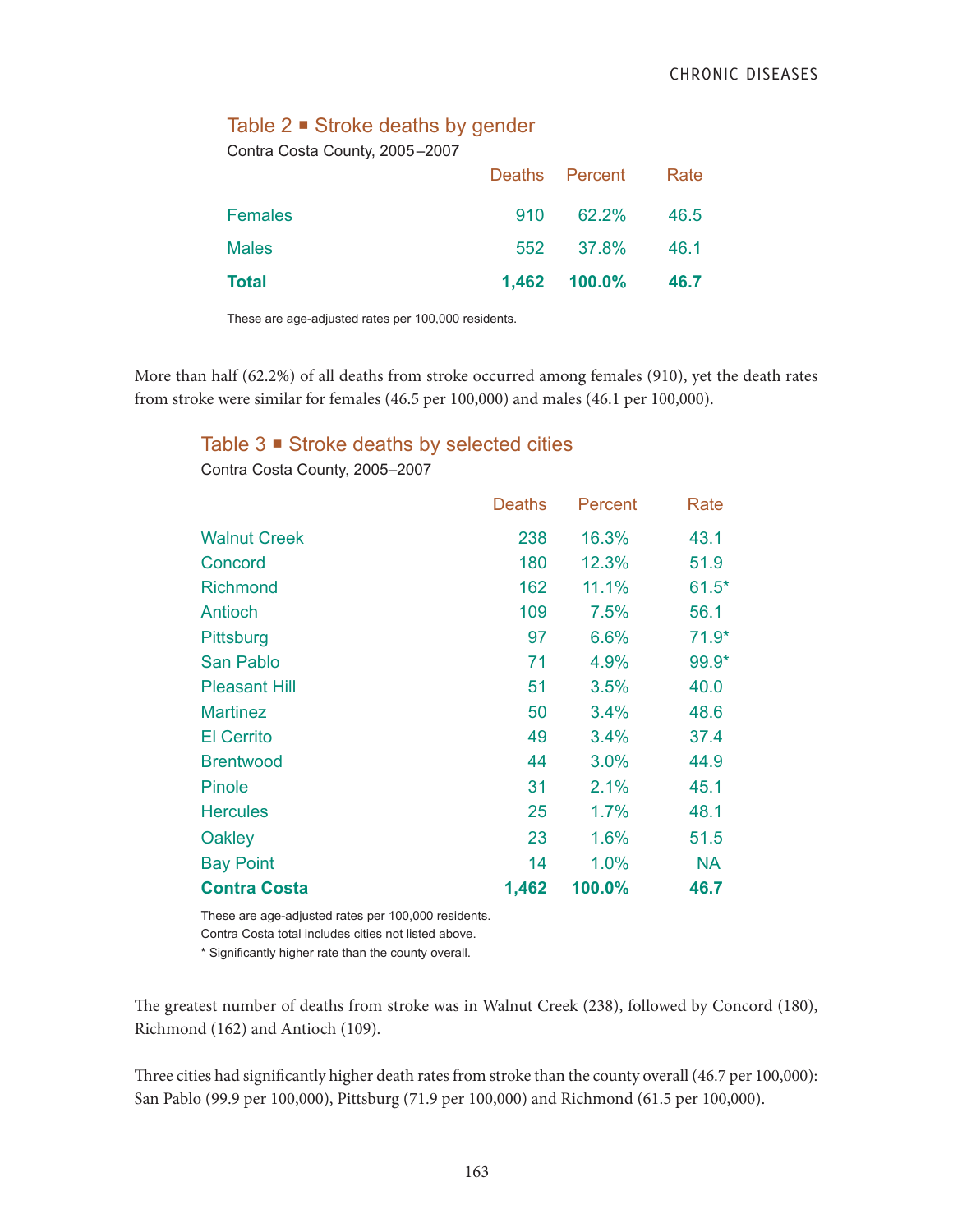### Table 2 ■ Stroke deaths by gender

Contra Costa County, 2005–2007

| | Deaths | Percent | Rate |
|---|---|---|---|
| Females | 910 | 62.2% | 46.5 |
| Males | 552 | 37.8% | 46.1 |
| **Total** | **1,462** | **100.0%** | **46.7** |

These are age-adjusted rates per 100,000 residents.

More than half (62.2%) of all deaths from stroke occurred among females (910), yet the death rates from stroke were similar for females (46.5 per 100,000) and males (46.1 per 100,000).

### Table 3 ■ Stroke deaths by selected cities

Contra Costa County, 2005–2007

| | Deaths | Percent | Rate |
|---|---|---|---|
| Walnut Creek | 238 | 16.3% | 43.1 |
| Concord | 180 | 12.3% | 51.9 |
| Richmond | 162 | 11.1% | 61.5* |
| Antioch | 109 | 7.5% | 56.1 |
| Pittsburg | 97 | 6.6% | 71.9* |
| San Pablo | 71 | 4.9% | 99.9* |
| Pleasant Hill | 51 | 3.5% | 40.0 |
| Martinez | 50 | 3.4% | 48.6 |
| El Cerrito | 49 | 3.4% | 37.4 |
| Brentwood | 44 | 3.0% | 44.9 |
| Pinole | 31 | 2.1% | 45.1 |
| Hercules | 25 | 1.7% | 48.1 |
| Oakley | 23 | 1.6% | 51.5 |
| Bay Point | 14 | 1.0% | NA |
| **Contra Costa** | **1,462** | **100.0%** | **46.7** |

These are age-adjusted rates per 100,000 residents.
Contra Costa total includes cities not listed above.
* Significantly higher rate than the county overall.

The greatest number of deaths from stroke was in Walnut Creek (238), followed by Concord (180), Richmond (162) and Antioch (109).

Three cities had significantly higher death rates from stroke than the county overall (46.7 per 100,000): San Pablo (99.9 per 100,000), Pittsburg (71.9 per 100,000) and Richmond (61.5 per 100,000).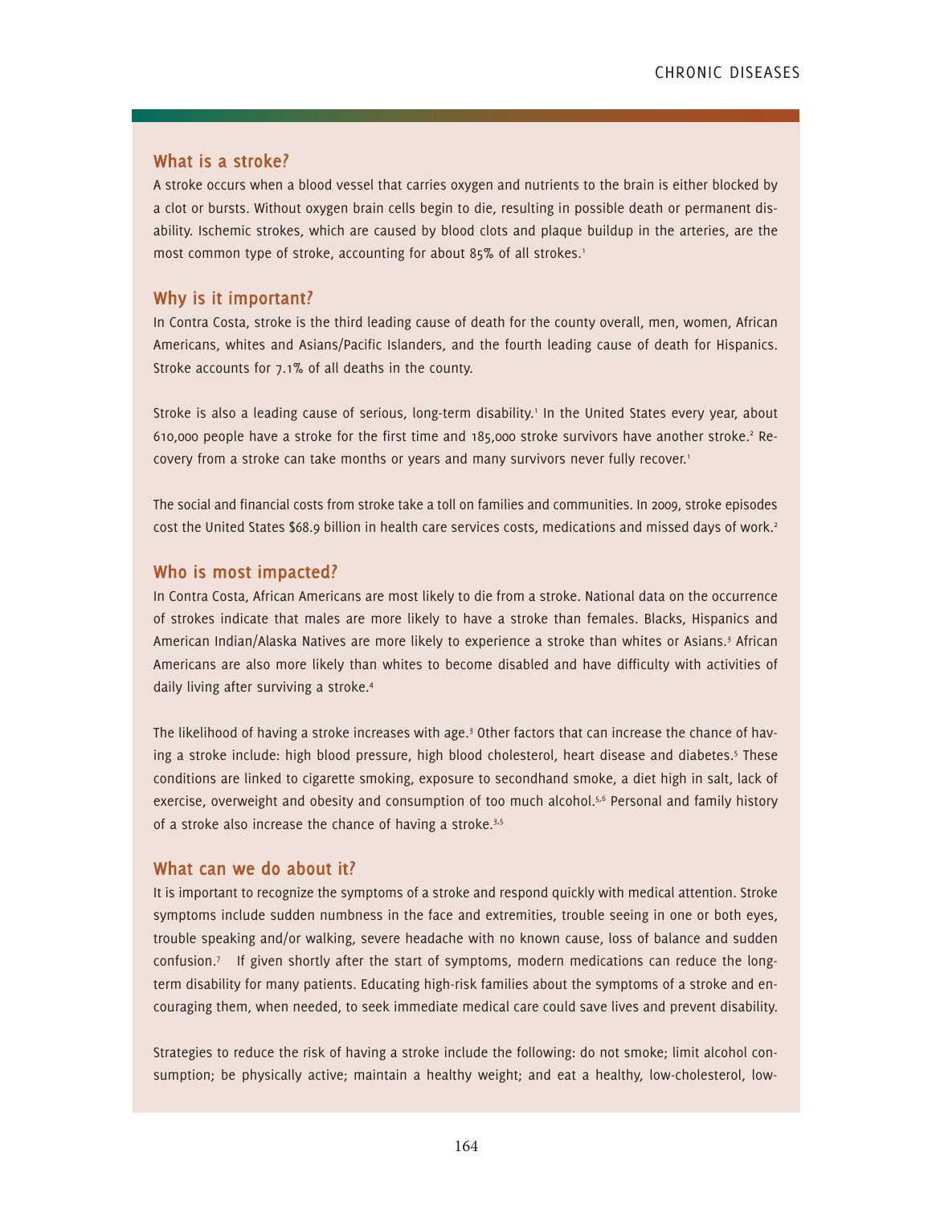## What is a stroke?

A stroke occurs when a blood vessel that carries oxygen and nutrients to the brain is either blocked by a clot or bursts. Without oxygen brain cells begin to die, resulting in possible death or permanent disability. Ischemic strokes, which are caused by blood clots and plaque buildup in the arteries, are the most common type of stroke, accounting for about 85% of all strokes.[1]

## Why is it important?

In Contra Costa, stroke is the third leading cause of death for the county overall, men, women, African Americans, whites and Asians/Pacific Islanders, and the fourth leading cause of death for Hispanics. Stroke accounts for 7.1% of all deaths in the county.

Stroke is also a leading cause of serious, long-term disability.[1] In the United States every year, about 610,000 people have a stroke for the first time and 185,000 stroke survivors have another stroke.[2] Recovery from a stroke can take months or years and many survivors never fully recover.[1]

The social and financial costs from stroke take a toll on families and communities. In 2009, stroke episodes cost the United States $68.9 billion in health care services costs, medications and missed days of work.[2]

## Who is most impacted?

In Contra Costa, African Americans are most likely to die from a stroke. National data on the occurrence of strokes indicate that males are more likely to have a stroke than females. Blacks, Hispanics and American Indian/Alaska Natives are more likely to experience a stroke than whites or Asians.[3] African Americans are also more likely than whites to become disabled and have difficulty with activities of daily living after surviving a stroke.[4]

The likelihood of having a stroke increases with age.[3] Other factors that can increase the chance of having a stroke include: high blood pressure, high blood cholesterol, heart disease and diabetes.[5] These conditions are linked to cigarette smoking, exposure to secondhand smoke, a diet high in salt, lack of exercise, overweight and obesity and consumption of too much alcohol.[5,6] Personal and family history of a stroke also increase the chance of having a stroke.[3,5]

## What can we do about it?

It is important to recognize the symptoms of a stroke and respond quickly with medical attention. Stroke symptoms include sudden numbness in the face and extremities, trouble seeing in one or both eyes, trouble speaking and/or walking, severe headache with no known cause, loss of balance and sudden confusion.[7] If given shortly after the start of symptoms, modern medications can reduce the long-term disability for many patients. Educating high-risk families about the symptoms of a stroke and encouraging them, when needed, to seek immediate medical care could save lives and prevent disability.

Strategies to reduce the risk of having a stroke include the following: do not smoke; limit alcohol consumption; be physically active; maintain a healthy weight; and eat a healthy, low-cholesterol, low-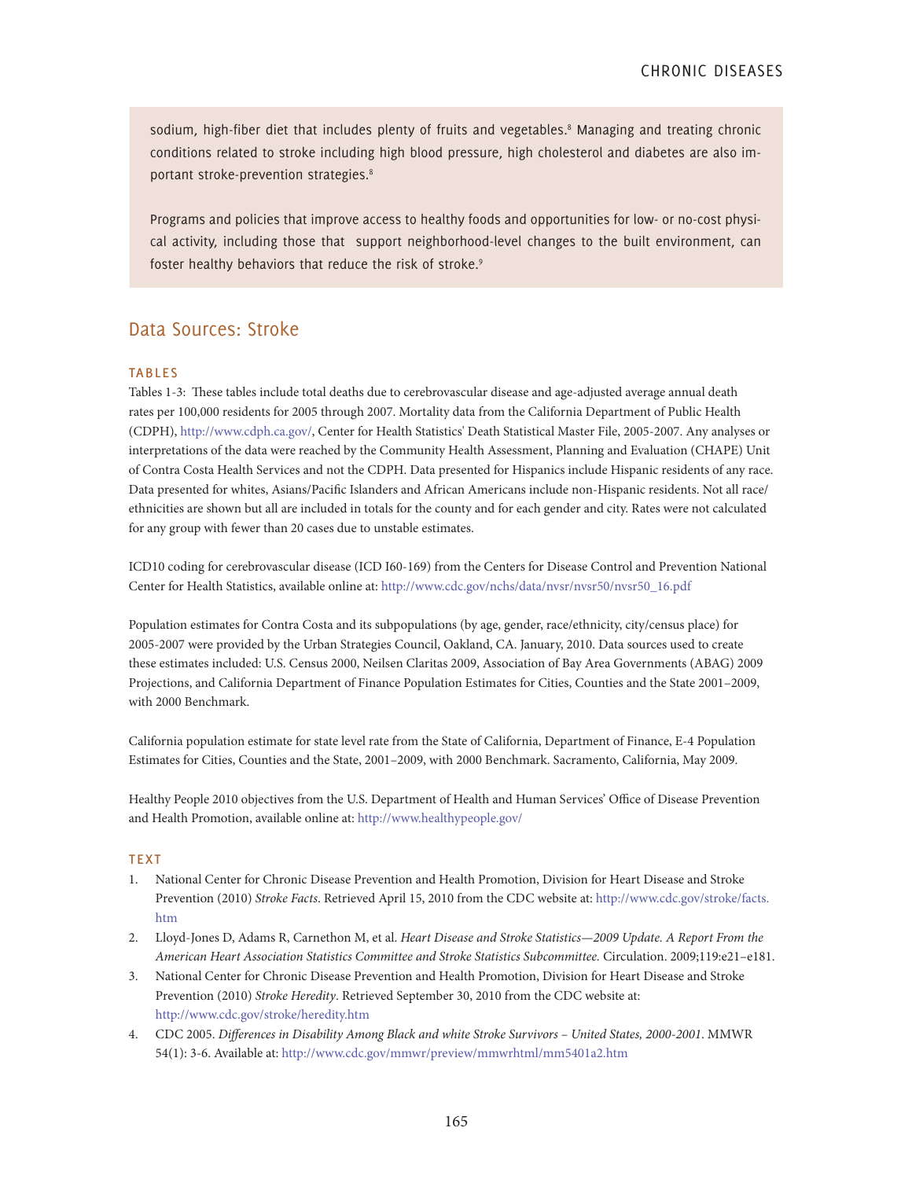sodium, high-fiber diet that includes plenty of fruits and vegetables.[8] Managing and treating chronic conditions related to stroke including high blood pressure, high cholesterol and diabetes are also important stroke-prevention strategies.[8]

Programs and policies that improve access to healthy foods and opportunities for low- or no-cost physical activity, including those that support neighborhood-level changes to the built environment, can foster healthy behaviors that reduce the risk of stroke.[9]

## Data Sources: Stroke

### TABLES

Tables 1-3: These tables include total deaths due to cerebrovascular disease and age-adjusted average annual death rates per 100,000 residents for 2005 through 2007. Mortality data from the California Department of Public Health (CDPH), http://www.cdph.ca.gov/, Center for Health Statistics' Death Statistical Master File, 2005-2007. Any analyses or interpretations of the data were reached by the Community Health Assessment, Planning and Evaluation (CHAPE) Unit of Contra Costa Health Services and not the CDPH. Data presented for Hispanics include Hispanic residents of any race. Data presented for whites, Asians/Pacific Islanders and African Americans include non-Hispanic residents. Not all race/ethnicities are shown but all are included in totals for the county and for each gender and city. Rates were not calculated for any group with fewer than 20 cases due to unstable estimates.

ICD10 coding for cerebrovascular disease (ICD I60-169) from the Centers for Disease Control and Prevention National Center for Health Statistics, available online at: http://www.cdc.gov/nchs/data/nvsr/nvsr50/nvsr50_16.pdf

Population estimates for Contra Costa and its subpopulations (by age, gender, race/ethnicity, city/census place) for 2005-2007 were provided by the Urban Strategies Council, Oakland, CA. January, 2010. Data sources used to create these estimates included: U.S. Census 2000, Neilsen Claritas 2009, Association of Bay Area Governments (ABAG) 2009 Projections, and California Department of Finance Population Estimates for Cities, Counties and the State 2001–2009, with 2000 Benchmark.

California population estimate for state level rate from the State of California, Department of Finance, E-4 Population Estimates for Cities, Counties and the State, 2001–2009, with 2000 Benchmark. Sacramento, California, May 2009.

Healthy People 2010 objectives from the U.S. Department of Health and Human Services' Office of Disease Prevention and Health Promotion, available online at: http://www.healthypeople.gov/

### TEXT

1. National Center for Chronic Disease Prevention and Health Promotion, Division for Heart Disease and Stroke Prevention (2010) *Stroke Facts*. Retrieved April 15, 2010 from the CDC website at: http://www.cdc.gov/stroke/facts.htm
2. Lloyd-Jones D, Adams R, Carnethon M, et al. *Heart Disease and Stroke Statistics—2009 Update. A Report From the American Heart Association Statistics Committee and Stroke Statistics Subcommittee.* Circulation. 2009;119:e21–e181.
3. National Center for Chronic Disease Prevention and Health Promotion, Division for Heart Disease and Stroke Prevention (2010) *Stroke Heredity*. Retrieved September 30, 2010 from the CDC website at: http://www.cdc.gov/stroke/heredity.htm
4. CDC 2005. *Differences in Disability Among Black and white Stroke Survivors – United States, 2000-2001*. MMWR 54(1): 3-6. Available at: http://www.cdc.gov/mmwr/preview/mmwrhtml/mm5401a2.htm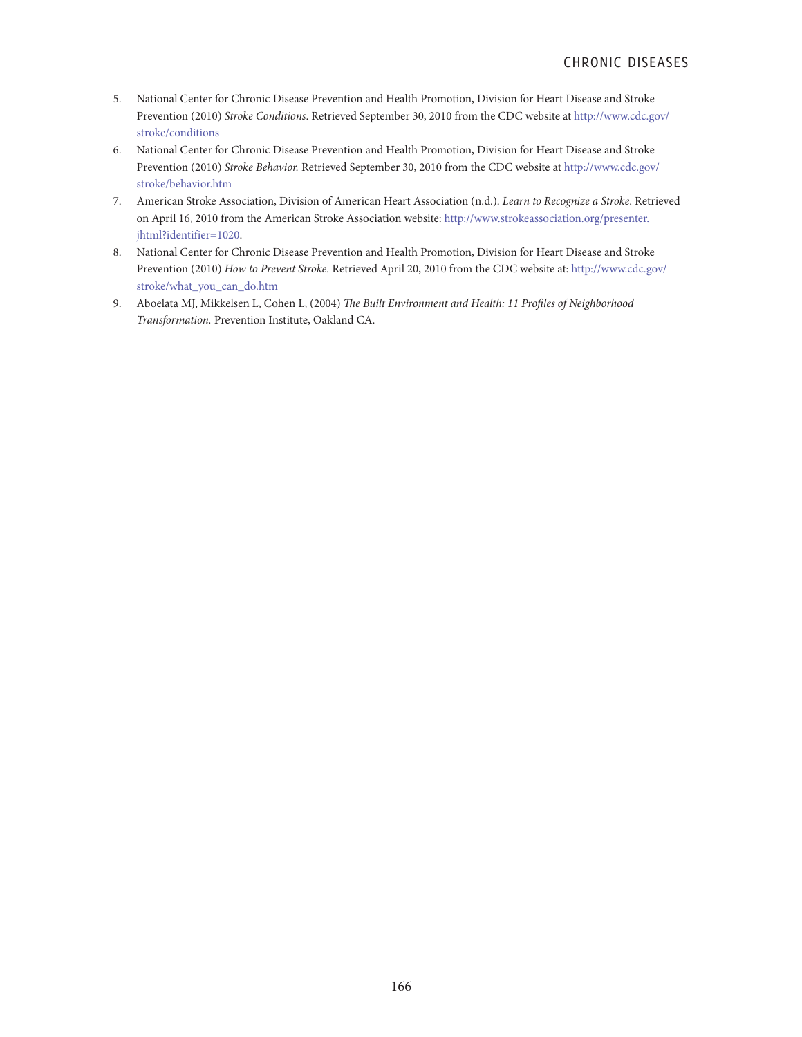5. National Center for Chronic Disease Prevention and Health Promotion, Division for Heart Disease and Stroke Prevention (2010) *Stroke Conditions*. Retrieved September 30, 2010 from the CDC website at http://www.cdc.gov/stroke/conditions
6. National Center for Chronic Disease Prevention and Health Promotion, Division for Heart Disease and Stroke Prevention (2010) *Stroke Behavior.* Retrieved September 30, 2010 from the CDC website at http://www.cdc.gov/stroke/behavior.htm
7. American Stroke Association, Division of American Heart Association (n.d.). *Learn to Recognize a Stroke*. Retrieved on April 16, 2010 from the American Stroke Association website: http://www.strokeassociation.org/presenter.jhtml?identifier=1020.
8. National Center for Chronic Disease Prevention and Health Promotion, Division for Heart Disease and Stroke Prevention (2010) *How to Prevent Stroke*. Retrieved April 20, 2010 from the CDC website at: http://www.cdc.gov/stroke/what_you_can_do.htm
9. Aboelata MJ, Mikkelsen L, Cohen L, (2004) *The Built Environment and Health: 11 Profiles of Neighborhood Transformation.* Prevention Institute, Oakland CA.